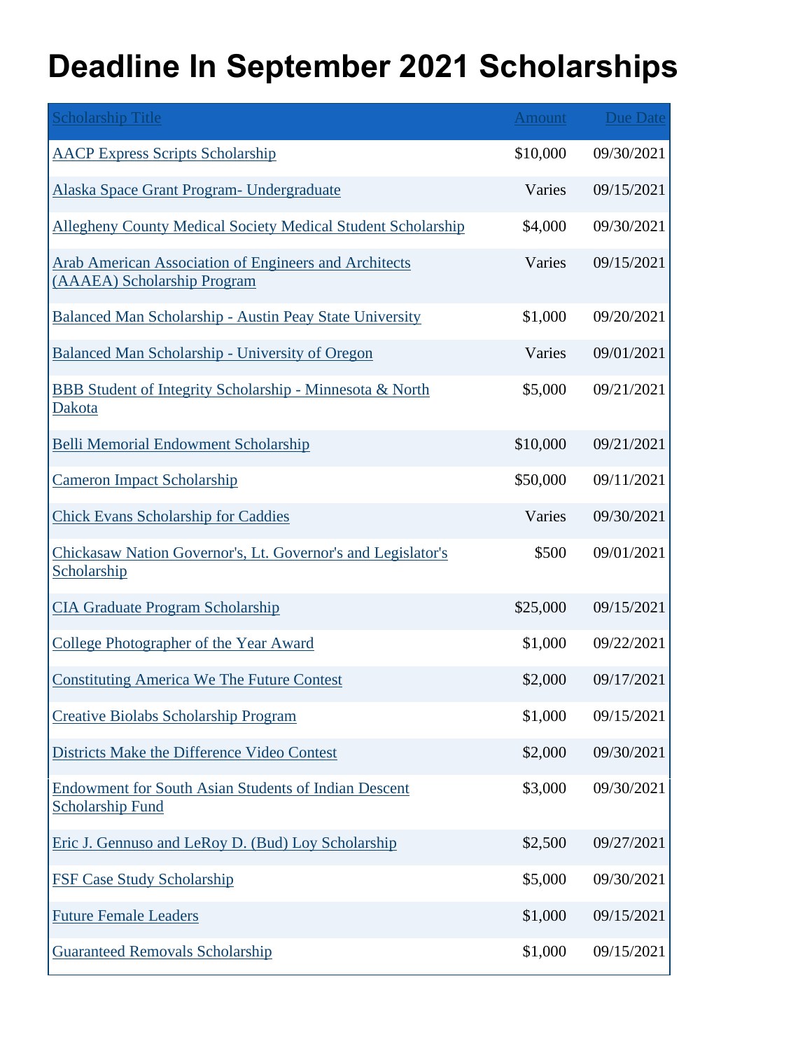# Deadline In September 2021 Scholarships

| Scholarship Title | Amount | Due Date |
|---|---|---|
| AACP Express Scripts Scholarship | $10,000 | 09/30/2021 |
| Alaska Space Grant Program- Undergraduate | Varies | 09/15/2021 |
| Allegheny County Medical Society Medical Student Scholarship | $4,000 | 09/30/2021 |
| Arab American Association of Engineers and Architects (AAAEA) Scholarship Program | Varies | 09/15/2021 |
| Balanced Man Scholarship - Austin Peay State University | $1,000 | 09/20/2021 |
| Balanced Man Scholarship - University of Oregon | Varies | 09/01/2021 |
| BBB Student of Integrity Scholarship - Minnesota & North Dakota | $5,000 | 09/21/2021 |
| Belli Memorial Endowment Scholarship | $10,000 | 09/21/2021 |
| Cameron Impact Scholarship | $50,000 | 09/11/2021 |
| Chick Evans Scholarship for Caddies | Varies | 09/30/2021 |
| Chickasaw Nation Governor's, Lt. Governor's and Legislator's Scholarship | $500 | 09/01/2021 |
| CIA Graduate Program Scholarship | $25,000 | 09/15/2021 |
| College Photographer of the Year Award | $1,000 | 09/22/2021 |
| Constituting America We The Future Contest | $2,000 | 09/17/2021 |
| Creative Biolabs Scholarship Program | $1,000 | 09/15/2021 |
| Districts Make the Difference Video Contest | $2,000 | 09/30/2021 |
| Endowment for South Asian Students of Indian Descent Scholarship Fund | $3,000 | 09/30/2021 |
| Eric J. Gennuso and LeRoy D. (Bud) Loy Scholarship | $2,500 | 09/27/2021 |
| FSF Case Study Scholarship | $5,000 | 09/30/2021 |
| Future Female Leaders | $1,000 | 09/15/2021 |
| Guaranteed Removals Scholarship | $1,000 | 09/15/2021 |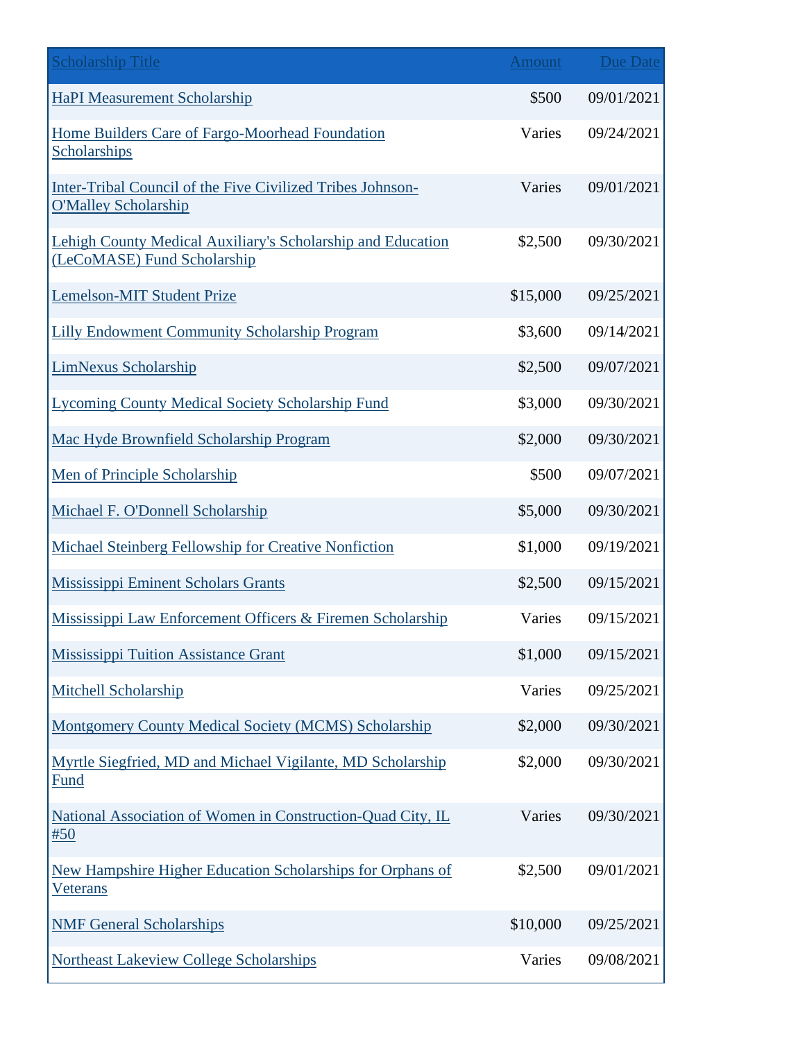| Scholarship Title | Amount | Due Date |
| --- | --- | --- |
| HaPI Measurement Scholarship | $500 | 09/01/2021 |
| Home Builders Care of Fargo-Moorhead Foundation Scholarships | Varies | 09/24/2021 |
| Inter-Tribal Council of the Five Civilized Tribes Johnson-O'Malley Scholarship | Varies | 09/01/2021 |
| Lehigh County Medical Auxiliary's Scholarship and Education (LeCoMASE) Fund Scholarship | $2,500 | 09/30/2021 |
| Lemelson-MIT Student Prize | $15,000 | 09/25/2021 |
| Lilly Endowment Community Scholarship Program | $3,600 | 09/14/2021 |
| LimNexus Scholarship | $2,500 | 09/07/2021 |
| Lycoming County Medical Society Scholarship Fund | $3,000 | 09/30/2021 |
| Mac Hyde Brownfield Scholarship Program | $2,000 | 09/30/2021 |
| Men of Principle Scholarship | $500 | 09/07/2021 |
| Michael F. O'Donnell Scholarship | $5,000 | 09/30/2021 |
| Michael Steinberg Fellowship for Creative Nonfiction | $1,000 | 09/19/2021 |
| Mississippi Eminent Scholars Grants | $2,500 | 09/15/2021 |
| Mississippi Law Enforcement Officers & Firemen Scholarship | Varies | 09/15/2021 |
| Mississippi Tuition Assistance Grant | $1,000 | 09/15/2021 |
| Mitchell Scholarship | Varies | 09/25/2021 |
| Montgomery County Medical Society (MCMS) Scholarship | $2,000 | 09/30/2021 |
| Myrtle Siegfried, MD and Michael Vigilante, MD Scholarship Fund | $2,000 | 09/30/2021 |
| National Association of Women in Construction-Quad City, IL #50 | Varies | 09/30/2021 |
| New Hampshire Higher Education Scholarships for Orphans of Veterans | $2,500 | 09/01/2021 |
| NMF General Scholarships | $10,000 | 09/25/2021 |
| Northeast Lakeview College Scholarships | Varies | 09/08/2021 |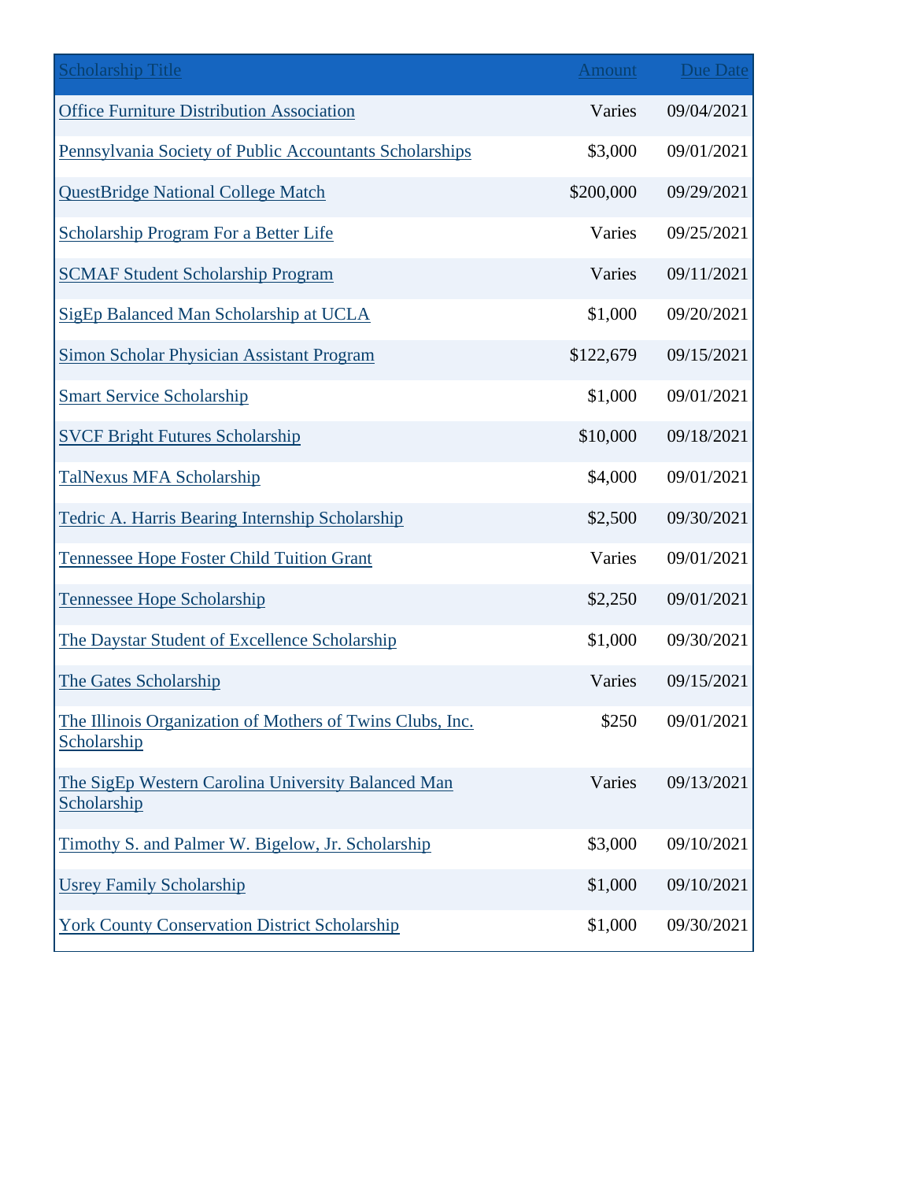| Scholarship Title | Amount | Due Date |
|---|---|---|
| Office Furniture Distribution Association | Varies | 09/04/2021 |
| Pennsylvania Society of Public Accountants Scholarships | $3,000 | 09/01/2021 |
| QuestBridge National College Match | $200,000 | 09/29/2021 |
| Scholarship Program For a Better Life | Varies | 09/25/2021 |
| SCMAF Student Scholarship Program | Varies | 09/11/2021 |
| SigEp Balanced Man Scholarship at UCLA | $1,000 | 09/20/2021 |
| Simon Scholar Physician Assistant Program | $122,679 | 09/15/2021 |
| Smart Service Scholarship | $1,000 | 09/01/2021 |
| SVCF Bright Futures Scholarship | $10,000 | 09/18/2021 |
| TalNexus MFA Scholarship | $4,000 | 09/01/2021 |
| Tedric A. Harris Bearing Internship Scholarship | $2,500 | 09/30/2021 |
| Tennessee Hope Foster Child Tuition Grant | Varies | 09/01/2021 |
| Tennessee Hope Scholarship | $2,250 | 09/01/2021 |
| The Daystar Student of Excellence Scholarship | $1,000 | 09/30/2021 |
| The Gates Scholarship | Varies | 09/15/2021 |
| The Illinois Organization of Mothers of Twins Clubs, Inc. Scholarship | $250 | 09/01/2021 |
| The SigEp Western Carolina University Balanced Man Scholarship | Varies | 09/13/2021 |
| Timothy S. and Palmer W. Bigelow, Jr. Scholarship | $3,000 | 09/10/2021 |
| Usrey Family Scholarship | $1,000 | 09/10/2021 |
| York County Conservation District Scholarship | $1,000 | 09/30/2021 |